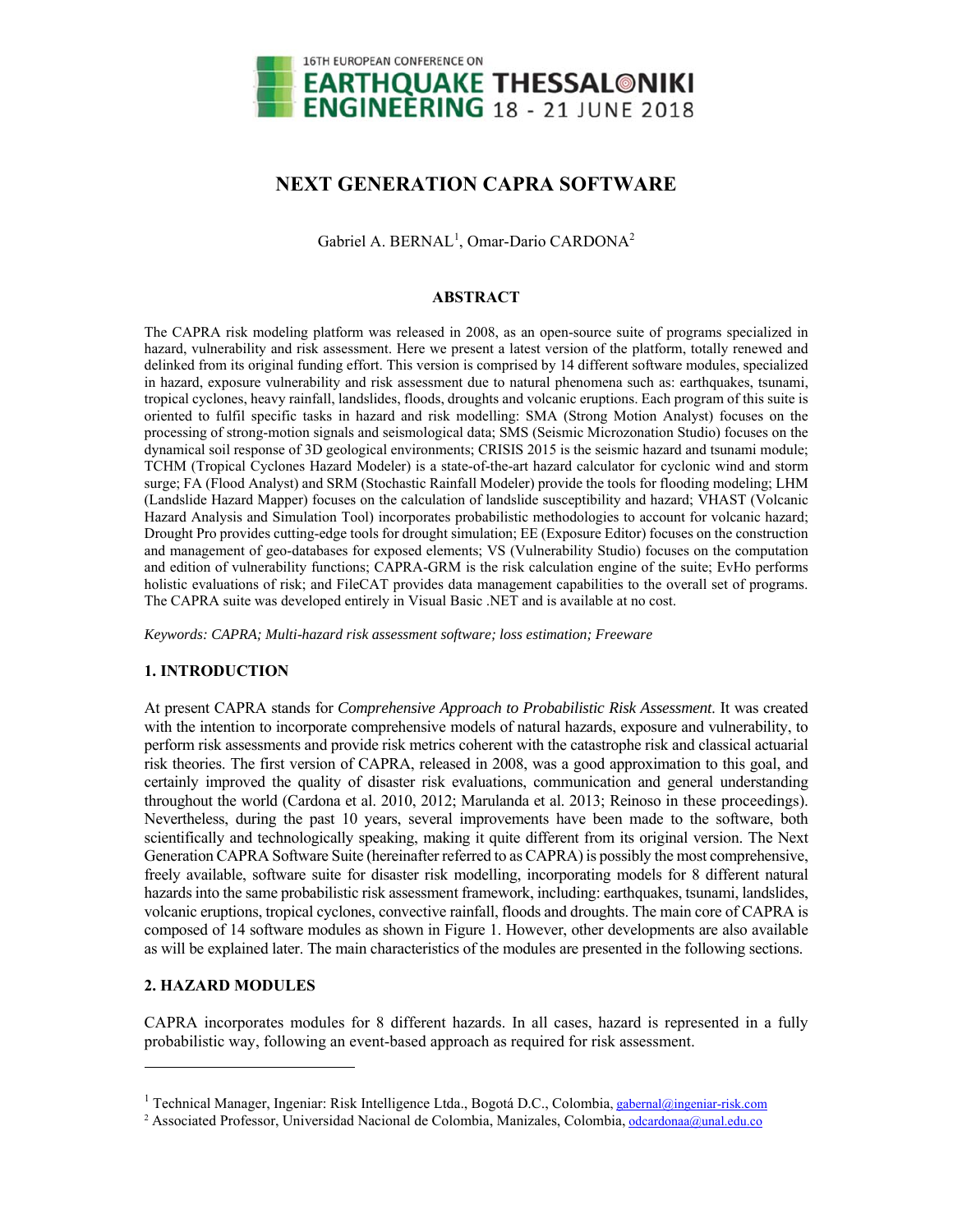# NEXT GENERATION CAPRA SOFTWARE

Gabriel A. BERNAL[1], Omar-Dario CARDONA[2]

## ABSTRACT

The CAPRA risk modeling platform was released in 2008, as an open-source suite of programs specialized in hazard, vulnerability and risk assessment. Here we present a latest version of the platform, totally renewed and delinked from its original funding effort. This version is comprised by 14 different software modules, specialized in hazard, exposure vulnerability and risk assessment due to natural phenomena such as: earthquakes, tsunami, tropical cyclones, heavy rainfall, landslides, floods, droughts and volcanic eruptions. Each program of this suite is oriented to fulfil specific tasks in hazard and risk modelling: SMA (Strong Motion Analyst) focuses on the processing of strong-motion signals and seismological data; SMS (Seismic Microzonation Studio) focuses on the dynamical soil response of 3D geological environments; CRISIS 2015 is the seismic hazard and tsunami module; TCHM (Tropical Cyclones Hazard Modeler) is a state-of-the-art hazard calculator for cyclonic wind and storm surge; FA (Flood Analyst) and SRM (Stochastic Rainfall Modeler) provide the tools for flooding modeling; LHM (Landslide Hazard Mapper) focuses on the calculation of landslide susceptibility and hazard; VHAST (Volcanic Hazard Analysis and Simulation Tool) incorporates probabilistic methodologies to account for volcanic hazard; Drought Pro provides cutting-edge tools for drought simulation; EE (Exposure Editor) focuses on the construction and management of geo-databases for exposed elements; VS (Vulnerability Studio) focuses on the computation and edition of vulnerability functions; CAPRA-GRM is the risk calculation engine of the suite; EvHo performs holistic evaluations of risk; and FileCAT provides data management capabilities to the overall set of programs. The CAPRA suite was developed entirely in Visual Basic .NET and is available at no cost.

*Keywords: CAPRA; Multi-hazard risk assessment software; loss estimation; Freeware*

## 1. INTRODUCTION

At present CAPRA stands for *Comprehensive Approach to Probabilistic Risk Assessment*. It was created with the intention to incorporate comprehensive models of natural hazards, exposure and vulnerability, to perform risk assessments and provide risk metrics coherent with the catastrophe risk and classical actuarial risk theories. The first version of CAPRA, released in 2008, was a good approximation to this goal, and certainly improved the quality of disaster risk evaluations, communication and general understanding throughout the world (Cardona et al. 2010, 2012; Marulanda et al. 2013; Reinoso in these proceedings). Nevertheless, during the past 10 years, several improvements have been made to the software, both scientifically and technologically speaking, making it quite different from its original version. The Next Generation CAPRA Software Suite (hereinafter referred to as CAPRA) is possibly the most comprehensive, freely available, software suite for disaster risk modelling, incorporating models for 8 different natural hazards into the same probabilistic risk assessment framework, including: earthquakes, tsunami, landslides, volcanic eruptions, tropical cyclones, convective rainfall, floods and droughts. The main core of CAPRA is composed of 14 software modules as shown in Figure 1. However, other developments are also available as will be explained later. The main characteristics of the modules are presented in the following sections.

## 2. HAZARD MODULES

CAPRA incorporates modules for 8 different hazards. In all cases, hazard is represented in a fully probabilistic way, following an event-based approach as required for risk assessment.

---

[1] Technical Manager, Ingeniar: Risk Intelligence Ltda., Bogotá D.C., Colombia, gabernal@ingeniar-risk.com

[2] Associated Professor, Universidad Nacional de Colombia, Manizales, Colombia, odcardonaa@unal.edu.co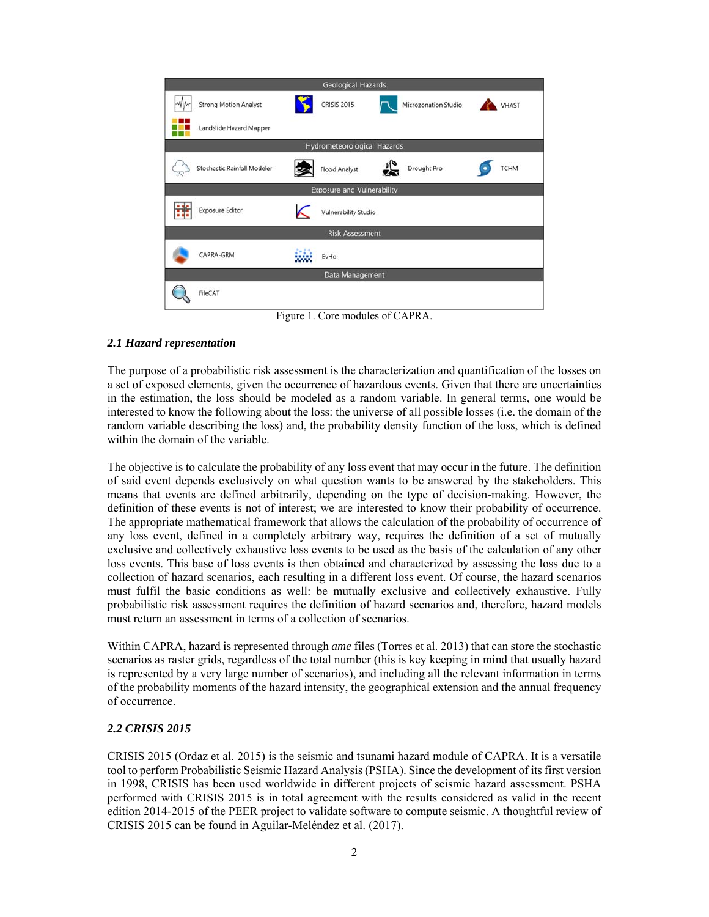| Geological Hazards | | | |
|---|---|---|---|
| Strong Motion Analyst | CRISIS 2015 | Microzonation Studio | VHAST |
| Landslide Hazard Mapper | | | |
| **Hydrometeorological Hazards** | | | |
| Stochastic Rainfall Modeler | Flood Analyst | Drought Pro | TCHM |
| **Exposure and Vulnerability** | | | |
| Exposure Editor | Vulnerability Studio | | |
| **Risk Assessment** | | | |
| CAPRA-GRM | EvHo | | |
| **Data Management** | | | |
| FileCAT | | | |

Figure 1. Core modules of CAPRA.

### *2.1 Hazard representation*

The purpose of a probabilistic risk assessment is the characterization and quantification of the losses on a set of exposed elements, given the occurrence of hazardous events. Given that there are uncertainties in the estimation, the loss should be modeled as a random variable. In general terms, one would be interested to know the following about the loss: the universe of all possible losses (i.e. the domain of the random variable describing the loss) and, the probability density function of the loss, which is defined within the domain of the variable.

The objective is to calculate the probability of any loss event that may occur in the future. The definition of said event depends exclusively on what question wants to be answered by the stakeholders. This means that events are defined arbitrarily, depending on the type of decision-making. However, the definition of these events is not of interest; we are interested to know their probability of occurrence. The appropriate mathematical framework that allows the calculation of the probability of occurrence of any loss event, defined in a completely arbitrary way, requires the definition of a set of mutually exclusive and collectively exhaustive loss events to be used as the basis of the calculation of any other loss events. This base of loss events is then obtained and characterized by assessing the loss due to a collection of hazard scenarios, each resulting in a different loss event. Of course, the hazard scenarios must fulfil the basic conditions as well: be mutually exclusive and collectively exhaustive. Fully probabilistic risk assessment requires the definition of hazard scenarios and, therefore, hazard models must return an assessment in terms of a collection of scenarios.

Within CAPRA, hazard is represented through *ame* files (Torres et al. 2013) that can store the stochastic scenarios as raster grids, regardless of the total number (this is key keeping in mind that usually hazard is represented by a very large number of scenarios), and including all the relevant information in terms of the probability moments of the hazard intensity, the geographical extension and the annual frequency of occurrence.

### *2.2 CRISIS 2015*

CRISIS 2015 (Ordaz et al. 2015) is the seismic and tsunami hazard module of CAPRA. It is a versatile tool to perform Probabilistic Seismic Hazard Analysis (PSHA). Since the development of its first version in 1998, CRISIS has been used worldwide in different projects of seismic hazard assessment. PSHA performed with CRISIS 2015 is in total agreement with the results considered as valid in the recent edition 2014-2015 of the PEER project to validate software to compute seismic. A thoughtful review of CRISIS 2015 can be found in Aguilar-Meléndez et al. (2017).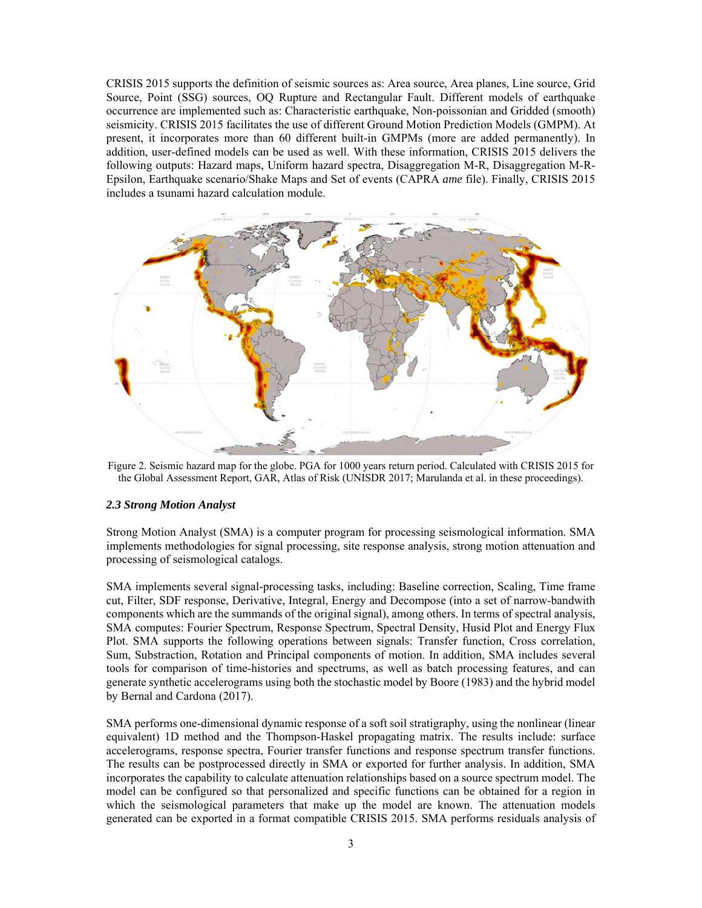CRISIS 2015 supports the definition of seismic sources as: Area source, Area planes, Line source, Grid Source, Point (SSG) sources, OQ Rupture and Rectangular Fault. Different models of earthquake occurrence are implemented such as: Characteristic earthquake, Non-poissonian and Gridded (smooth) seismicity. CRISIS 2015 facilitates the use of different Ground Motion Prediction Models (GMPM). At present, it incorporates more than 60 different built-in GMPMs (more are added permanently). In addition, user-defined models can be used as well. With these information, CRISIS 2015 delivers the following outputs: Hazard maps, Uniform hazard spectra, Disaggregation M-R, Disaggregation M-R-Epsilon, Earthquake scenario/Shake Maps and Set of events (CAPRA *ame* file). Finally, CRISIS 2015 includes a tsunami hazard calculation module.

Figure 2. Seismic hazard map for the globe. PGA for 1000 years return period. Calculated with CRISIS 2015 for the Global Assessment Report, GAR, Atlas of Risk (UNISDR 2017; Marulanda et al. in these proceedings).

### *2.3 Strong Motion Analyst*

Strong Motion Analyst (SMA) is a computer program for processing seismological information. SMA implements methodologies for signal processing, site response analysis, strong motion attenuation and processing of seismological catalogs.

SMA implements several signal-processing tasks, including: Baseline correction, Scaling, Time frame cut, Filter, SDF response, Derivative, Integral, Energy and Decompose (into a set of narrow-bandwith components which are the summands of the original signal), among others. In terms of spectral analysis, SMA computes: Fourier Spectrum, Response Spectrum, Spectral Density, Husid Plot and Energy Flux Plot. SMA supports the following operations between signals: Transfer function, Cross correlation, Sum, Substraction, Rotation and Principal components of motion. In addition, SMA includes several tools for comparison of time-histories and spectrums, as well as batch processing features, and can generate synthetic accelerograms using both the stochastic model by Boore (1983) and the hybrid model by Bernal and Cardona (2017).

SMA performs one-dimensional dynamic response of a soft soil stratigraphy, using the nonlinear (linear equivalent) 1D method and the Thompson-Haskel propagating matrix. The results include: surface accelerograms, response spectra, Fourier transfer functions and response spectrum transfer functions. The results can be postprocessed directly in SMA or exported for further analysis. In addition, SMA incorporates the capability to calculate attenuation relationships based on a source spectrum model. The model can be configured so that personalized and specific functions can be obtained for a region in which the seismological parameters that make up the model are known. The attenuation models generated can be exported in a format compatible CRISIS 2015. SMA performs residuals analysis of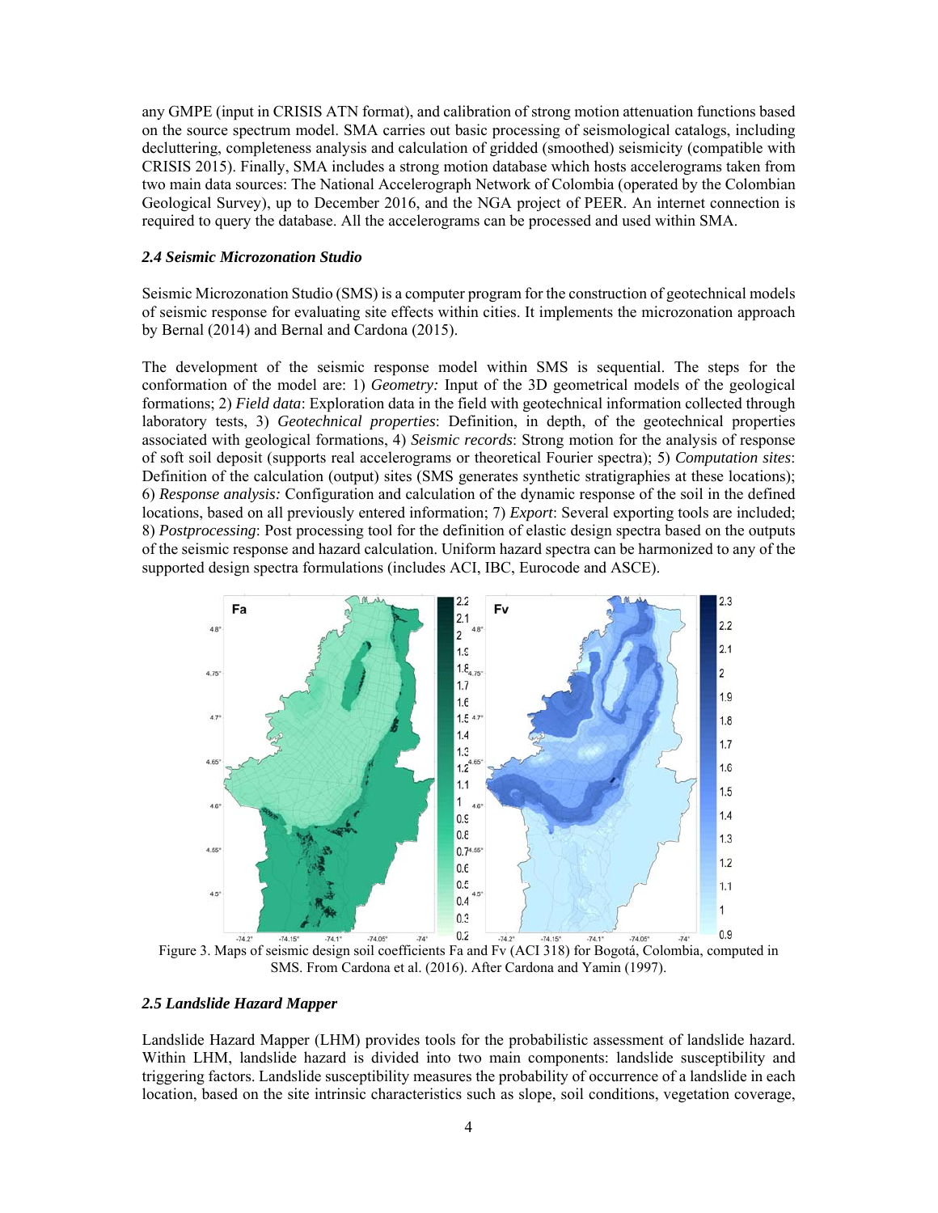any GMPE (input in CRISIS ATN format), and calibration of strong motion attenuation functions based on the source spectrum model. SMA carries out basic processing of seismological catalogs, including decluttering, completeness analysis and calculation of gridded (smoothed) seismicity (compatible with CRISIS 2015). Finally, SMA includes a strong motion database which hosts accelerograms taken from two main data sources: The National Accelerograph Network of Colombia (operated by the Colombian Geological Survey), up to December 2016, and the NGA project of PEER. An internet connection is required to query the database. All the accelerograms can be processed and used within SMA.

### *2.4 Seismic Microzonation Studio*

Seismic Microzonation Studio (SMS) is a computer program for the construction of geotechnical models of seismic response for evaluating site effects within cities. It implements the microzonation approach by Bernal (2014) and Bernal and Cardona (2015).

The development of the seismic response model within SMS is sequential. The steps for the conformation of the model are: 1) *Geometry:* Input of the 3D geometrical models of the geological formations; 2) *Field data*: Exploration data in the field with geotechnical information collected through laboratory tests, 3) *Geotechnical properties*: Definition, in depth, of the geotechnical properties associated with geological formations, 4) *Seismic records*: Strong motion for the analysis of response of soft soil deposit (supports real accelerograms or theoretical Fourier spectra); 5) *Computation sites*: Definition of the calculation (output) sites (SMS generates synthetic stratigraphies at these locations); 6) *Response analysis:* Configuration and calculation of the dynamic response of the soil in the defined locations, based on all previously entered information; 7) *Export*: Several exporting tools are included; 8) *Postprocessing*: Post processing tool for the definition of elastic design spectra based on the outputs of the seismic response and hazard calculation. Uniform hazard spectra can be harmonized to any of the supported design spectra formulations (includes ACI, IBC, Eurocode and ASCE).

Figure 3. Maps of seismic design soil coefficients Fa and Fv (ACI 318) for Bogotá, Colombia, computed in SMS. From Cardona et al. (2016). After Cardona and Yamin (1997).

### *2.5 Landslide Hazard Mapper*

Landslide Hazard Mapper (LHM) provides tools for the probabilistic assessment of landslide hazard. Within LHM, landslide hazard is divided into two main components: landslide susceptibility and triggering factors. Landslide susceptibility measures the probability of occurrence of a landslide in each location, based on the site intrinsic characteristics such as slope, soil conditions, vegetation coverage,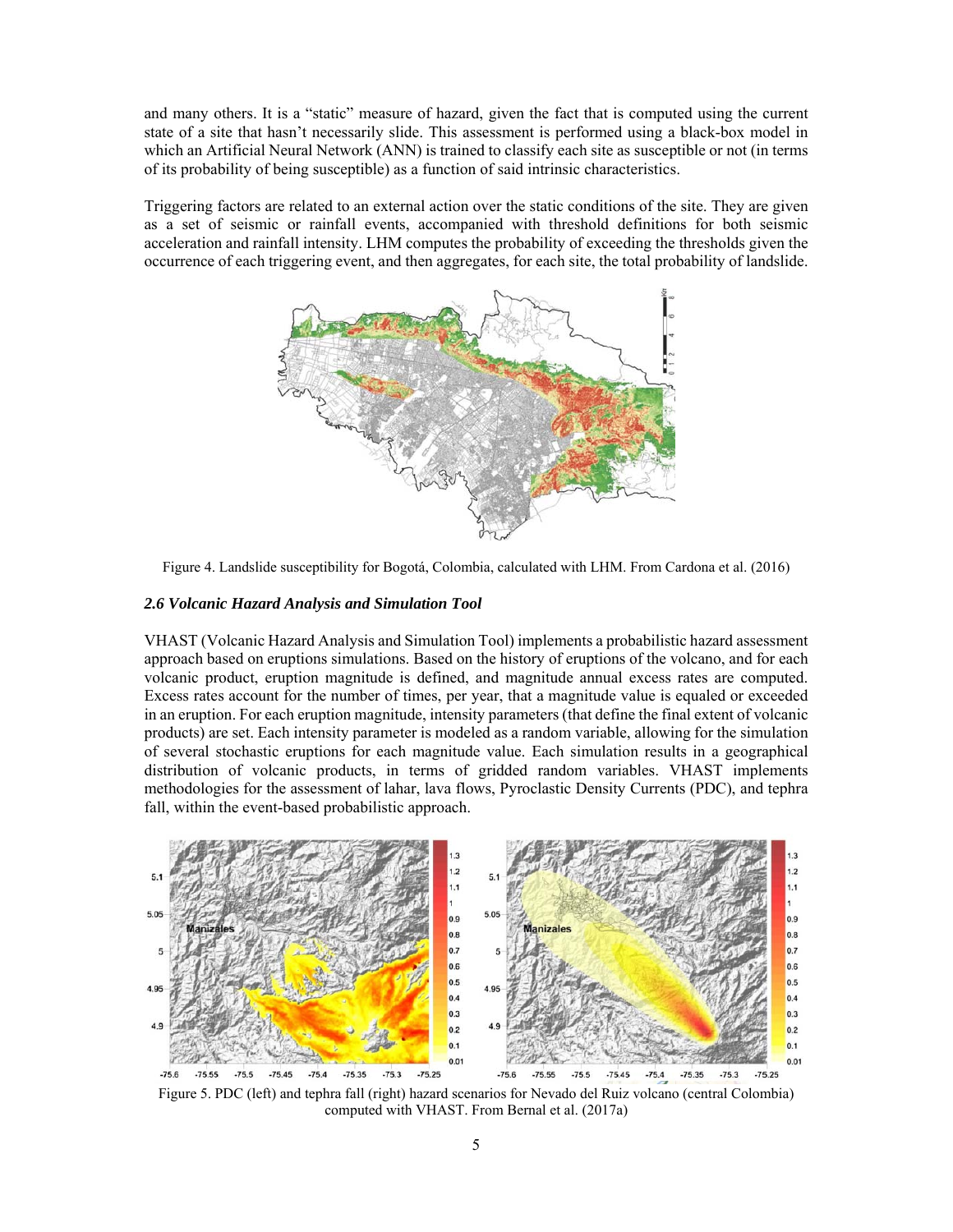and many others. It is a "static" measure of hazard, given the fact that is computed using the current state of a site that hasn't necessarily slide. This assessment is performed using a black-box model in which an Artificial Neural Network (ANN) is trained to classify each site as susceptible or not (in terms of its probability of being susceptible) as a function of said intrinsic characteristics.

Triggering factors are related to an external action over the static conditions of the site. They are given as a set of seismic or rainfall events, accompanied with threshold definitions for both seismic acceleration and rainfall intensity. LHM computes the probability of exceeding the thresholds given the occurrence of each triggering event, and then aggregates, for each site, the total probability of landslide.

Figure 4. Landslide susceptibility for Bogotá, Colombia, calculated with LHM. From Cardona et al. (2016)

### *2.6 Volcanic Hazard Analysis and Simulation Tool*

VHAST (Volcanic Hazard Analysis and Simulation Tool) implements a probabilistic hazard assessment approach based on eruptions simulations. Based on the history of eruptions of the volcano, and for each volcanic product, eruption magnitude is defined, and magnitude annual excess rates are computed. Excess rates account for the number of times, per year, that a magnitude value is equaled or exceeded in an eruption. For each eruption magnitude, intensity parameters (that define the final extent of volcanic products) are set. Each intensity parameter is modeled as a random variable, allowing for the simulation of several stochastic eruptions for each magnitude value. Each simulation results in a geographical distribution of volcanic products, in terms of gridded random variables. VHAST implements methodologies for the assessment of lahar, lava flows, Pyroclastic Density Currents (PDC), and tephra fall, within the event-based probabilistic approach.

Figure 5. PDC (left) and tephra fall (right) hazard scenarios for Nevado del Ruiz volcano (central Colombia) computed with VHAST. From Bernal et al. (2017a)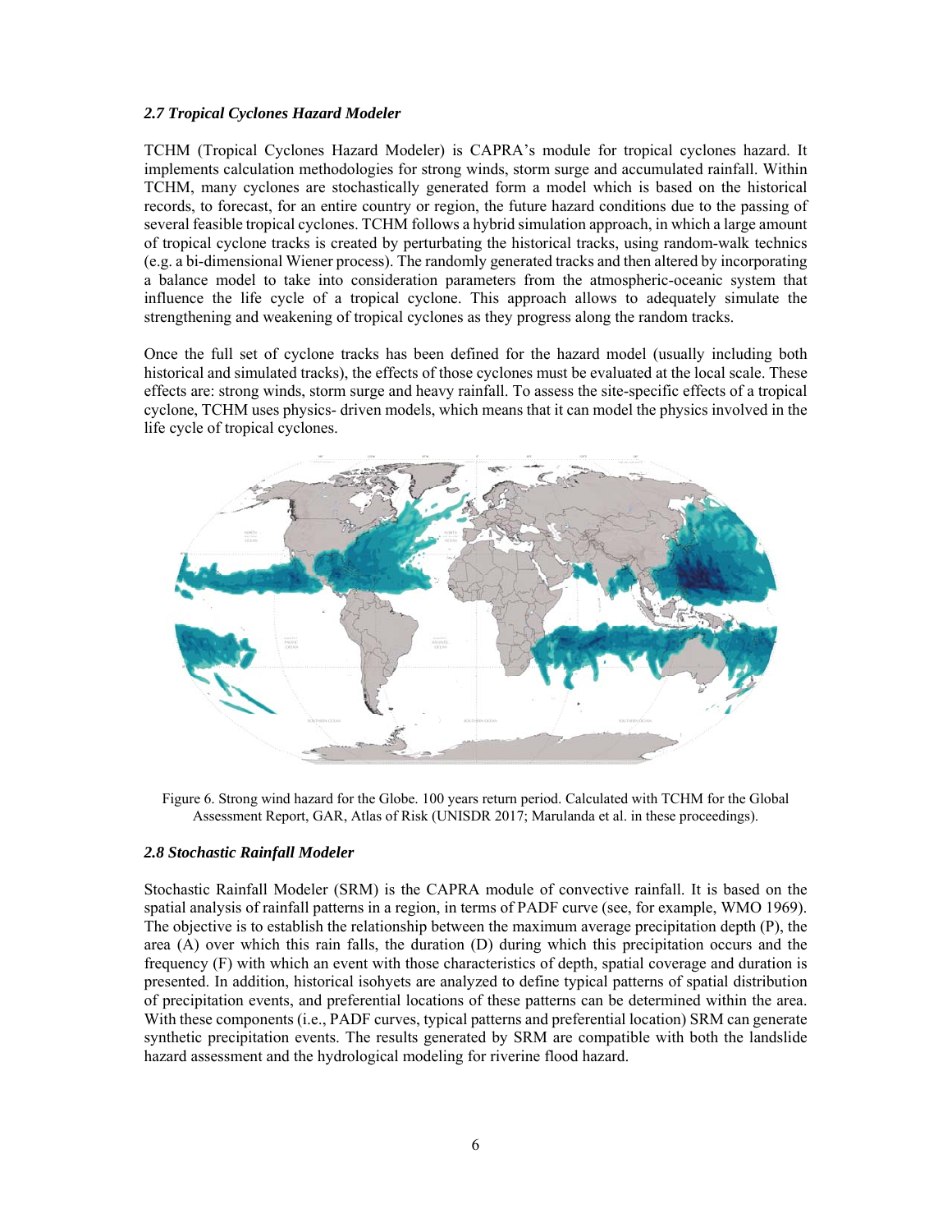### *2.7 Tropical Cyclones Hazard Modeler*

TCHM (Tropical Cyclones Hazard Modeler) is CAPRA's module for tropical cyclones hazard. It implements calculation methodologies for strong winds, storm surge and accumulated rainfall. Within TCHM, many cyclones are stochastically generated form a model which is based on the historical records, to forecast, for an entire country or region, the future hazard conditions due to the passing of several feasible tropical cyclones. TCHM follows a hybrid simulation approach, in which a large amount of tropical cyclone tracks is created by perturbating the historical tracks, using random-walk technics (e.g. a bi-dimensional Wiener process). The randomly generated tracks and then altered by incorporating a balance model to take into consideration parameters from the atmospheric-oceanic system that influence the life cycle of a tropical cyclone. This approach allows to adequately simulate the strengthening and weakening of tropical cyclones as they progress along the random tracks.

Once the full set of cyclone tracks has been defined for the hazard model (usually including both historical and simulated tracks), the effects of those cyclones must be evaluated at the local scale. These effects are: strong winds, storm surge and heavy rainfall. To assess the site-specific effects of a tropical cyclone, TCHM uses physics- driven models, which means that it can model the physics involved in the life cycle of tropical cyclones.

Figure 6. Strong wind hazard for the Globe. 100 years return period. Calculated with TCHM for the Global Assessment Report, GAR, Atlas of Risk (UNISDR 2017; Marulanda et al. in these proceedings).

### *2.8 Stochastic Rainfall Modeler*

Stochastic Rainfall Modeler (SRM) is the CAPRA module of convective rainfall. It is based on the spatial analysis of rainfall patterns in a region, in terms of PADF curve (see, for example, WMO 1969). The objective is to establish the relationship between the maximum average precipitation depth (P), the area (A) over which this rain falls, the duration (D) during which this precipitation occurs and the frequency (F) with which an event with those characteristics of depth, spatial coverage and duration is presented. In addition, historical isohyets are analyzed to define typical patterns of spatial distribution of precipitation events, and preferential locations of these patterns can be determined within the area. With these components (i.e., PADF curves, typical patterns and preferential location) SRM can generate synthetic precipitation events. The results generated by SRM are compatible with both the landslide hazard assessment and the hydrological modeling for riverine flood hazard.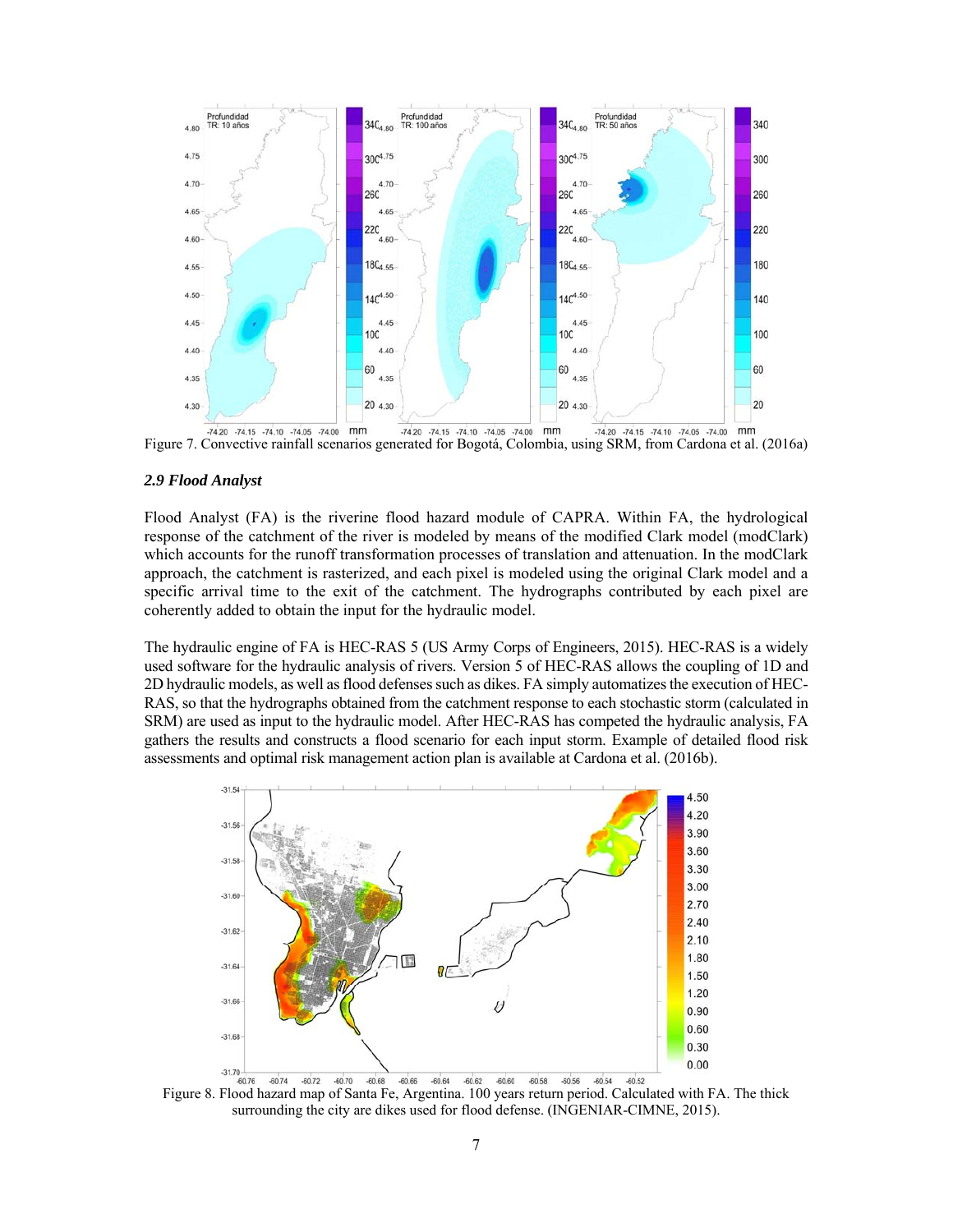Figure 7. Convective rainfall scenarios generated for Bogotá, Colombia, using SRM, from Cardona et al. (2016a)

### *2.9 Flood Analyst*

Flood Analyst (FA) is the riverine flood hazard module of CAPRA. Within FA, the hydrological response of the catchment of the river is modeled by means of the modified Clark model (modClark) which accounts for the runoff transformation processes of translation and attenuation. In the modClark approach, the catchment is rasterized, and each pixel is modeled using the original Clark model and a specific arrival time to the exit of the catchment. The hydrographs contributed by each pixel are coherently added to obtain the input for the hydraulic model.

The hydraulic engine of FA is HEC-RAS 5 (US Army Corps of Engineers, 2015). HEC-RAS is a widely used software for the hydraulic analysis of rivers. Version 5 of HEC-RAS allows the coupling of 1D and 2D hydraulic models, as well as flood defenses such as dikes. FA simply automatizes the execution of HEC-RAS, so that the hydrographs obtained from the catchment response to each stochastic storm (calculated in SRM) are used as input to the hydraulic model. After HEC-RAS has competed the hydraulic analysis, FA gathers the results and constructs a flood scenario for each input storm. Example of detailed flood risk assessments and optimal risk management action plan is available at Cardona et al. (2016b).

Figure 8. Flood hazard map of Santa Fe, Argentina. 100 years return period. Calculated with FA. The thick surrounding the city are dikes used for flood defense. (INGENIAR-CIMNE, 2015).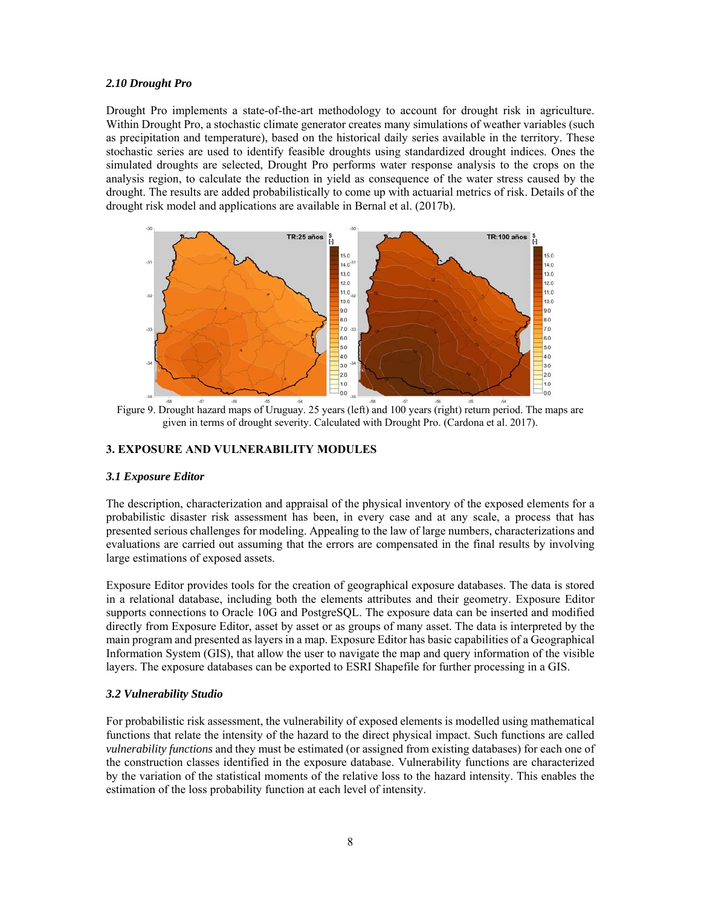### 2.10 Drought Pro

Drought Pro implements a state-of-the-art methodology to account for drought risk in agriculture. Within Drought Pro, a stochastic climate generator creates many simulations of weather variables (such as precipitation and temperature), based on the historical daily series available in the territory. These stochastic series are used to identify feasible droughts using standardized drought indices. Ones the simulated droughts are selected, Drought Pro performs water response analysis to the crops on the analysis region, to calculate the reduction in yield as consequence of the water stress caused by the drought. The results are added probabilistically to come up with actuarial metrics of risk. Details of the drought risk model and applications are available in Bernal et al. (2017b).

Figure 9. Drought hazard maps of Uruguay. 25 years (left) and 100 years (right) return period. The maps are given in terms of drought severity. Calculated with Drought Pro. (Cardona et al. 2017).

## 3. EXPOSURE AND VULNERABILITY MODULES

### 3.1 Exposure Editor

The description, characterization and appraisal of the physical inventory of the exposed elements for a probabilistic disaster risk assessment has been, in every case and at any scale, a process that has presented serious challenges for modeling. Appealing to the law of large numbers, characterizations and evaluations are carried out assuming that the errors are compensated in the final results by involving large estimations of exposed assets.

Exposure Editor provides tools for the creation of geographical exposure databases. The data is stored in a relational database, including both the elements attributes and their geometry. Exposure Editor supports connections to Oracle 10G and PostgreSQL. The exposure data can be inserted and modified directly from Exposure Editor, asset by asset or as groups of many asset. The data is interpreted by the main program and presented as layers in a map. Exposure Editor has basic capabilities of a Geographical Information System (GIS), that allow the user to navigate the map and query information of the visible layers. The exposure databases can be exported to ESRI Shapefile for further processing in a GIS.

### 3.2 Vulnerability Studio

For probabilistic risk assessment, the vulnerability of exposed elements is modelled using mathematical functions that relate the intensity of the hazard to the direct physical impact. Such functions are called *vulnerability functions* and they must be estimated (or assigned from existing databases) for each one of the construction classes identified in the exposure database. Vulnerability functions are characterized by the variation of the statistical moments of the relative loss to the hazard intensity. This enables the estimation of the loss probability function at each level of intensity.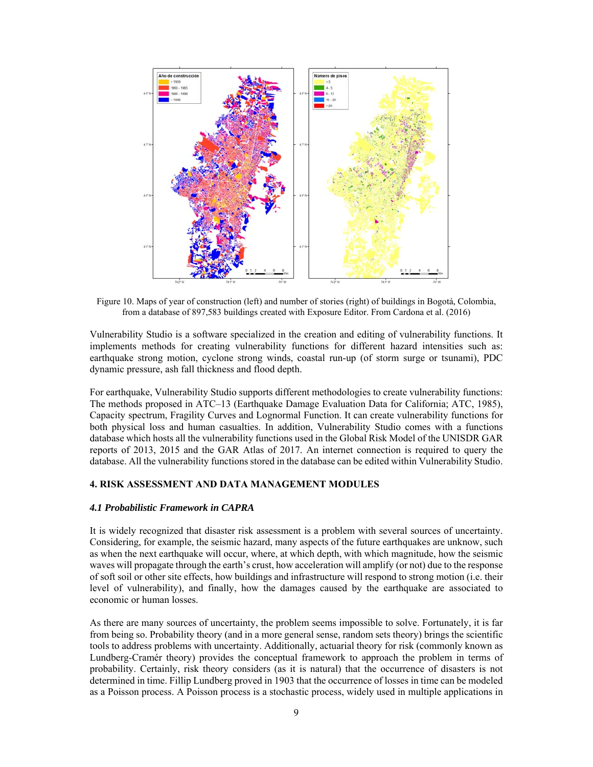Figure 10. Maps of year of construction (left) and number of stories (right) of buildings in Bogotá, Colombia, from a database of 897,583 buildings created with Exposure Editor. From Cardona et al. (2016)

Vulnerability Studio is a software specialized in the creation and editing of vulnerability functions. It implements methods for creating vulnerability functions for different hazard intensities such as: earthquake strong motion, cyclone strong winds, coastal run-up (of storm surge or tsunami), PDC dynamic pressure, ash fall thickness and flood depth.

For earthquake, Vulnerability Studio supports different methodologies to create vulnerability functions: The methods proposed in ATC–13 (Earthquake Damage Evaluation Data for California; ATC, 1985), Capacity spectrum, Fragility Curves and Lognormal Function. It can create vulnerability functions for both physical loss and human casualties. In addition, Vulnerability Studio comes with a functions database which hosts all the vulnerability functions used in the Global Risk Model of the UNISDR GAR reports of 2013, 2015 and the GAR Atlas of 2017. An internet connection is required to query the database. All the vulnerability functions stored in the database can be edited within Vulnerability Studio.

## 4. RISK ASSESSMENT AND DATA MANAGEMENT MODULES

### *4.1 Probabilistic Framework in CAPRA*

It is widely recognized that disaster risk assessment is a problem with several sources of uncertainty. Considering, for example, the seismic hazard, many aspects of the future earthquakes are unknow, such as when the next earthquake will occur, where, at which depth, with which magnitude, how the seismic waves will propagate through the earth's crust, how acceleration will amplify (or not) due to the response of soft soil or other site effects, how buildings and infrastructure will respond to strong motion (i.e. their level of vulnerability), and finally, how the damages caused by the earthquake are associated to economic or human losses.

As there are many sources of uncertainty, the problem seems impossible to solve. Fortunately, it is far from being so. Probability theory (and in a more general sense, random sets theory) brings the scientific tools to address problems with uncertainty. Additionally, actuarial theory for risk (commonly known as Lundberg-Cramér theory) provides the conceptual framework to approach the problem in terms of probability. Certainly, risk theory considers (as it is natural) that the occurrence of disasters is not determined in time. Fillip Lundberg proved in 1903 that the occurrence of losses in time can be modeled as a Poisson process. A Poisson process is a stochastic process, widely used in multiple applications in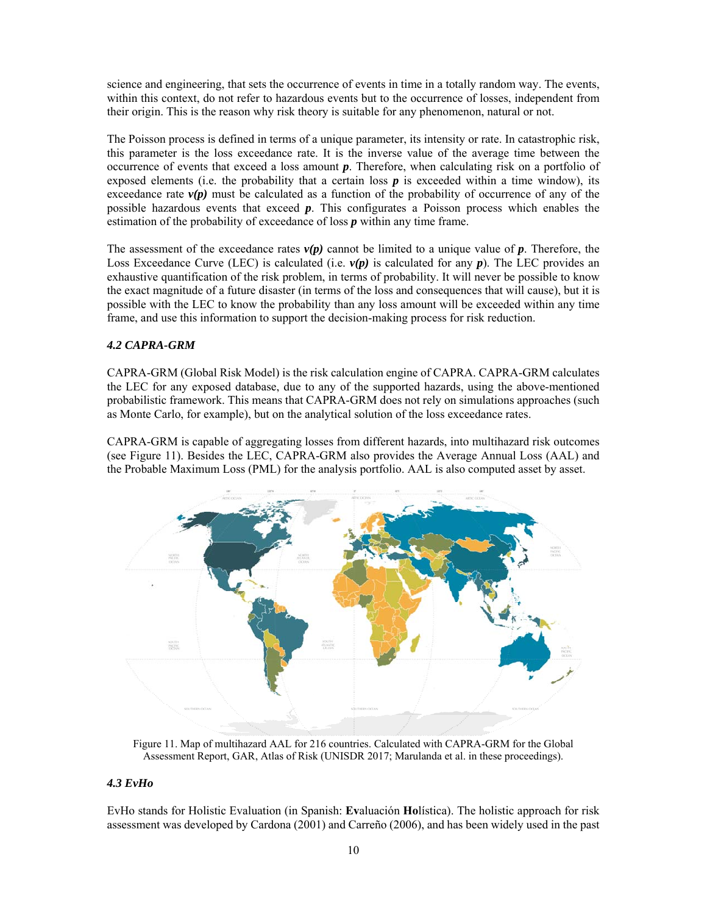science and engineering, that sets the occurrence of events in time in a totally random way. The events, within this context, do not refer to hazardous events but to the occurrence of losses, independent from their origin. This is the reason why risk theory is suitable for any phenomenon, natural or not.

The Poisson process is defined in terms of a unique parameter, its intensity or rate. In catastrophic risk, this parameter is the loss exceedance rate. It is the inverse value of the average time between the occurrence of events that exceed a loss amount $\boldsymbol{p}$. Therefore, when calculating risk on a portfolio of exposed elements (i.e. the probability that a certain loss $\boldsymbol{p}$ is exceeded within a time window), its exceedance rate $\boldsymbol{v(p)}$ must be calculated as a function of the probability of occurrence of any of the possible hazardous events that exceed $\boldsymbol{p}$. This configurates a Poisson process which enables the estimation of the probability of exceedance of loss $\boldsymbol{p}$ within any time frame.

The assessment of the exceedance rates $\boldsymbol{v(p)}$ cannot be limited to a unique value of $\boldsymbol{p}$. Therefore, the Loss Exceedance Curve (LEC) is calculated (i.e. $\boldsymbol{v(p)}$ is calculated for any $\boldsymbol{p}$). The LEC provides an exhaustive quantification of the risk problem, in terms of probability. It will never be possible to know the exact magnitude of a future disaster (in terms of the loss and consequences that will cause), but it is possible with the LEC to know the probability than any loss amount will be exceeded within any time frame, and use this information to support the decision-making process for risk reduction.

### *4.2 CAPRA-GRM*

CAPRA-GRM (Global Risk Model) is the risk calculation engine of CAPRA. CAPRA-GRM calculates the LEC for any exposed database, due to any of the supported hazards, using the above-mentioned probabilistic framework. This means that CAPRA-GRM does not rely on simulations approaches (such as Monte Carlo, for example), but on the analytical solution of the loss exceedance rates.

CAPRA-GRM is capable of aggregating losses from different hazards, into multihazard risk outcomes (see Figure 11). Besides the LEC, CAPRA-GRM also provides the Average Annual Loss (AAL) and the Probable Maximum Loss (PML) for the analysis portfolio. AAL is also computed asset by asset.

Figure 11. Map of multihazard AAL for 216 countries. Calculated with CAPRA-GRM for the Global Assessment Report, GAR, Atlas of Risk (UNISDR 2017; Marulanda et al. in these proceedings).

### *4.3 EvHo*

EvHo stands for Holistic Evaluation (in Spanish: **Ev**aluación **Ho**lística). The holistic approach for risk assessment was developed by Cardona (2001) and Carreño (2006), and has been widely used in the past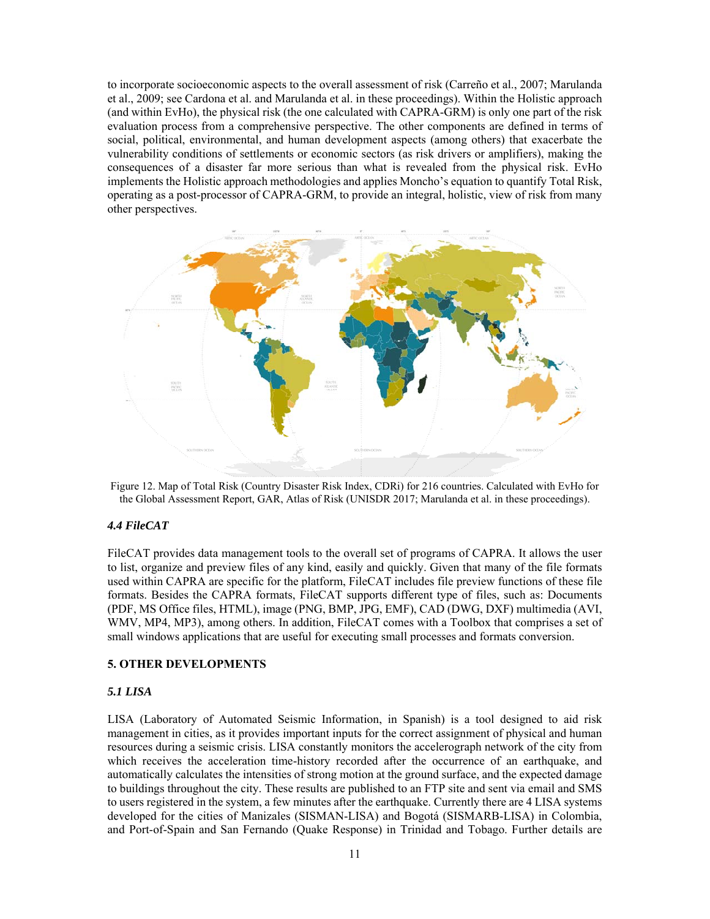to incorporate socioeconomic aspects to the overall assessment of risk (Carreño et al., 2007; Marulanda et al., 2009; see Cardona et al. and Marulanda et al. in these proceedings). Within the Holistic approach (and within EvHo), the physical risk (the one calculated with CAPRA-GRM) is only one part of the risk evaluation process from a comprehensive perspective. The other components are defined in terms of social, political, environmental, and human development aspects (among others) that exacerbate the vulnerability conditions of settlements or economic sectors (as risk drivers or amplifiers), making the consequences of a disaster far more serious than what is revealed from the physical risk. EvHo implements the Holistic approach methodologies and applies Moncho's equation to quantify Total Risk, operating as a post-processor of CAPRA-GRM, to provide an integral, holistic, view of risk from many other perspectives.

Figure 12. Map of Total Risk (Country Disaster Risk Index, CDRi) for 216 countries. Calculated with EvHo for the Global Assessment Report, GAR, Atlas of Risk (UNISDR 2017; Marulanda et al. in these proceedings).

### *4.4 FileCAT*

FileCAT provides data management tools to the overall set of programs of CAPRA. It allows the user to list, organize and preview files of any kind, easily and quickly. Given that many of the file formats used within CAPRA are specific for the platform, FileCAT includes file preview functions of these file formats. Besides the CAPRA formats, FileCAT supports different type of files, such as: Documents (PDF, MS Office files, HTML), image (PNG, BMP, JPG, EMF), CAD (DWG, DXF) multimedia (AVI, WMV, MP4, MP3), among others. In addition, FileCAT comes with a Toolbox that comprises a set of small windows applications that are useful for executing small processes and formats conversion.

## 5. OTHER DEVELOPMENTS

### *5.1 LISA*

LISA (Laboratory of Automated Seismic Information, in Spanish) is a tool designed to aid risk management in cities, as it provides important inputs for the correct assignment of physical and human resources during a seismic crisis. LISA constantly monitors the accelerograph network of the city from which receives the acceleration time-history recorded after the occurrence of an earthquake, and automatically calculates the intensities of strong motion at the ground surface, and the expected damage to buildings throughout the city. These results are published to an FTP site and sent via email and SMS to users registered in the system, a few minutes after the earthquake. Currently there are 4 LISA systems developed for the cities of Manizales (SISMAN-LISA) and Bogotá (SISMARB-LISA) in Colombia, and Port-of-Spain and San Fernando (Quake Response) in Trinidad and Tobago. Further details are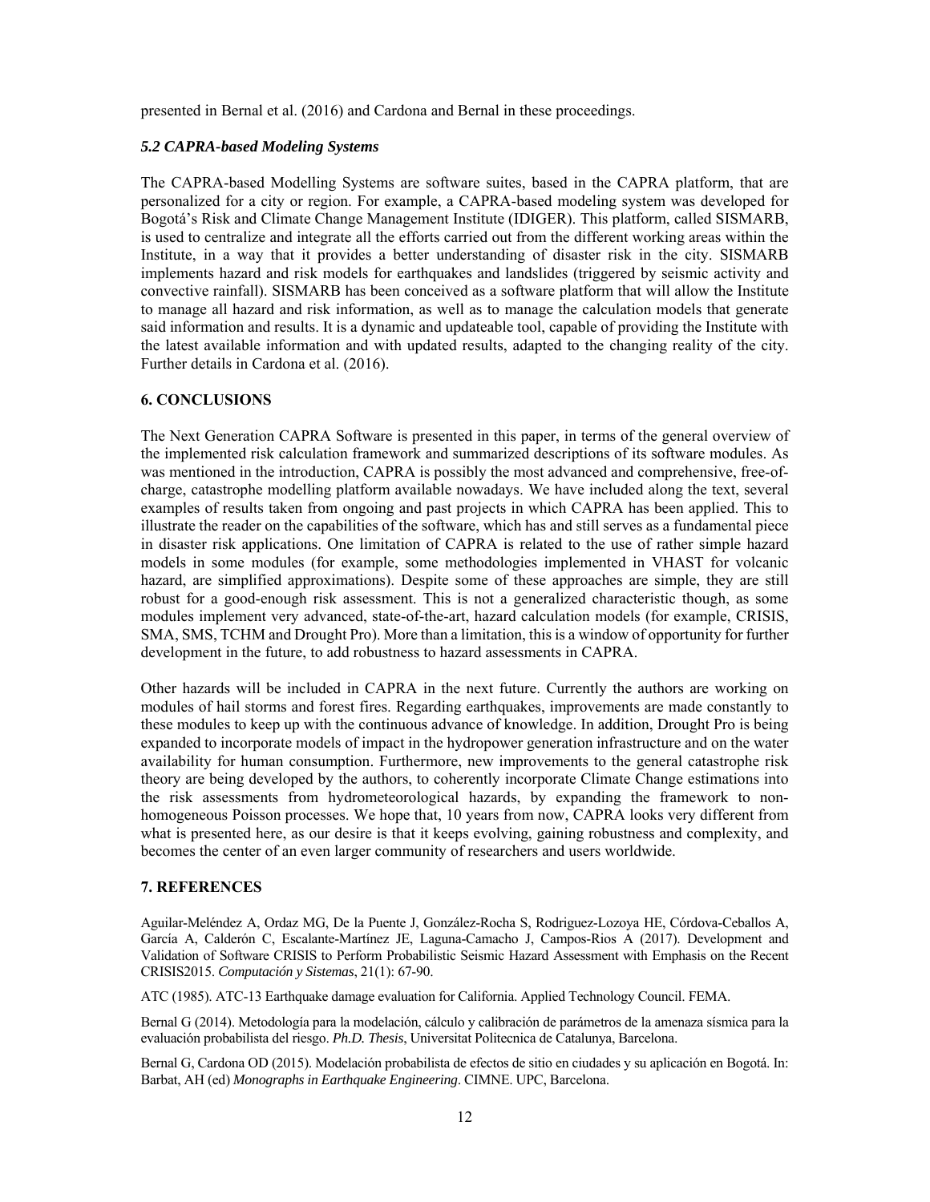presented in Bernal et al. (2016) and Cardona and Bernal in these proceedings.

### *5.2 CAPRA-based Modeling Systems*

The CAPRA-based Modelling Systems are software suites, based in the CAPRA platform, that are personalized for a city or region. For example, a CAPRA-based modeling system was developed for Bogotá's Risk and Climate Change Management Institute (IDIGER). This platform, called SISMARB, is used to centralize and integrate all the efforts carried out from the different working areas within the Institute, in a way that it provides a better understanding of disaster risk in the city. SISMARB implements hazard and risk models for earthquakes and landslides (triggered by seismic activity and convective rainfall). SISMARB has been conceived as a software platform that will allow the Institute to manage all hazard and risk information, as well as to manage the calculation models that generate said information and results. It is a dynamic and updateable tool, capable of providing the Institute with the latest available information and with updated results, adapted to the changing reality of the city. Further details in Cardona et al. (2016).

## 6. CONCLUSIONS

The Next Generation CAPRA Software is presented in this paper, in terms of the general overview of the implemented risk calculation framework and summarized descriptions of its software modules. As was mentioned in the introduction, CAPRA is possibly the most advanced and comprehensive, free-of-charge, catastrophe modelling platform available nowadays. We have included along the text, several examples of results taken from ongoing and past projects in which CAPRA has been applied. This to illustrate the reader on the capabilities of the software, which has and still serves as a fundamental piece in disaster risk applications. One limitation of CAPRA is related to the use of rather simple hazard models in some modules (for example, some methodologies implemented in VHAST for volcanic hazard, are simplified approximations). Despite some of these approaches are simple, they are still robust for a good-enough risk assessment. This is not a generalized characteristic though, as some modules implement very advanced, state-of-the-art, hazard calculation models (for example, CRISIS, SMA, SMS, TCHM and Drought Pro). More than a limitation, this is a window of opportunity for further development in the future, to add robustness to hazard assessments in CAPRA.

Other hazards will be included in CAPRA in the next future. Currently the authors are working on modules of hail storms and forest fires. Regarding earthquakes, improvements are made constantly to these modules to keep up with the continuous advance of knowledge. In addition, Drought Pro is being expanded to incorporate models of impact in the hydropower generation infrastructure and on the water availability for human consumption. Furthermore, new improvements to the general catastrophe risk theory are being developed by the authors, to coherently incorporate Climate Change estimations into the risk assessments from hydrometeorological hazards, by expanding the framework to non-homogeneous Poisson processes. We hope that, 10 years from now, CAPRA looks very different from what is presented here, as our desire is that it keeps evolving, gaining robustness and complexity, and becomes the center of an even larger community of researchers and users worldwide.

## 7. REFERENCES

Aguilar-Meléndez A, Ordaz MG, De la Puente J, González-Rocha S, Rodriguez-Lozoya HE, Córdova-Ceballos A, García A, Calderón C, Escalante-Martínez JE, Laguna-Camacho J, Campos-Rios A (2017). Development and Validation of Software CRISIS to Perform Probabilistic Seismic Hazard Assessment with Emphasis on the Recent CRISIS2015. *Computación y Sistemas*, 21(1): 67-90.

ATC (1985). ATC-13 Earthquake damage evaluation for California. Applied Technology Council. FEMA.

Bernal G (2014). Metodología para la modelación, cálculo y calibración de parámetros de la amenaza sísmica para la evaluación probabilista del riesgo. *Ph.D. Thesis*, Universitat Politecnica de Catalunya, Barcelona.

Bernal G, Cardona OD (2015). Modelación probabilista de efectos de sitio en ciudades y su aplicación en Bogotá. In: Barbat, AH (ed) *Monographs in Earthquake Engineering*. CIMNE. UPC, Barcelona.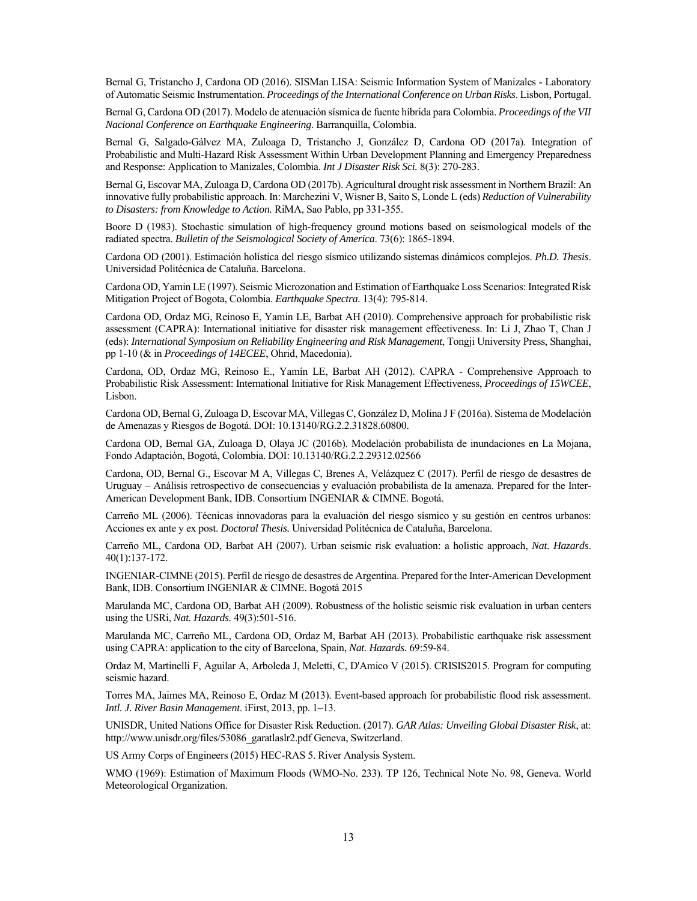Bernal G, Tristancho J, Cardona OD (2016). SISMan LISA: Seismic Information System of Manizales - Laboratory of Automatic Seismic Instrumentation. *Proceedings of the International Conference on Urban Risks*. Lisbon, Portugal.

Bernal G, Cardona OD (2017). Modelo de atenuación sísmica de fuente híbrida para Colombia. *Proceedings of the VII Nacional Conference on Earthquake Engineering*. Barranquilla, Colombia.

Bernal G, Salgado-Gálvez MA, Zuloaga D, Tristancho J, González D, Cardona OD (2017a). Integration of Probabilistic and Multi-Hazard Risk Assessment Within Urban Development Planning and Emergency Preparedness and Response: Application to Manizales, Colombia. *Int J Disaster Risk Sci.* 8(3): 270-283.

Bernal G, Escovar MA, Zuloaga D, Cardona OD (2017b). Agricultural drought risk assessment in Northern Brazil: An innovative fully probabilistic approach. In: Marchezini V, Wisner B, Saito S, Londe L (eds) *Reduction of Vulnerability to Disasters: from Knowledge to Action.* RiMA, Sao Pablo, pp 331-355.

Boore D (1983). Stochastic simulation of high-frequency ground motions based on seismological models of the radiated spectra. *Bulletin of the Seismological Society of America*. 73(6): 1865-1894.

Cardona OD (2001). Estimación holística del riesgo sísmico utilizando sistemas dinámicos complejos. *Ph.D. Thesis*. Universidad Politécnica de Cataluña. Barcelona.

Cardona OD, Yamin LE (1997). Seismic Microzonation and Estimation of Earthquake Loss Scenarios: Integrated Risk Mitigation Project of Bogota, Colombia. *Earthquake Spectra.* 13(4): 795-814.

Cardona OD, Ordaz MG, Reinoso E, Yamin LE, Barbat AH (2010). Comprehensive approach for probabilistic risk assessment (CAPRA): International initiative for disaster risk management effectiveness. In: Li J, Zhao T, Chan J (eds): *International Symposium on Reliability Engineering and Risk Management*, Tongji University Press, Shanghai, pp 1-10 (& in *Proceedings of 14ECEE*, Ohrid, Macedonia).

Cardona, OD, Ordaz MG, Reinoso E., Yamín LE, Barbat AH (2012). CAPRA - Comprehensive Approach to Probabilistic Risk Assessment: International Initiative for Risk Management Effectiveness, *Proceedings of 15WCEE*, Lisbon.

Cardona OD, Bernal G, Zuloaga D, Escovar MA, Villegas C, González D, Molina J F (2016a). Sistema de Modelación de Amenazas y Riesgos de Bogotá. DOI: 10.13140/RG.2.2.31828.60800.

Cardona OD, Bernal GA, Zuloaga D, Olaya JC (2016b). Modelación probabilista de inundaciones en La Mojana, Fondo Adaptación, Bogotá, Colombia. DOI: 10.13140/RG.2.2.29312.02566

Cardona, OD, Bernal G., Escovar M A, Villegas C, Brenes A, Velázquez C (2017). Perfil de riesgo de desastres de Uruguay – Análisis retrospectivo de consecuencias y evaluación probabilista de la amenaza. Prepared for the Inter-American Development Bank, IDB. Consortium INGENIAR & CIMNE. Bogotá.

Carreño ML (2006). Técnicas innovadoras para la evaluación del riesgo sísmico y su gestión en centros urbanos: Acciones ex ante y ex post. *Doctoral Thesis.* Universidad Politécnica de Cataluña, Barcelona.

Carreño ML, Cardona OD, Barbat AH (2007). Urban seismic risk evaluation: a holistic approach, *Nat. Hazards*. 40(1):137-172.

INGENIAR-CIMNE (2015). Perfil de riesgo de desastres de Argentina. Prepared for the Inter-American Development Bank, IDB. Consortium INGENIAR & CIMNE. Bogotá 2015

Marulanda MC, Cardona OD, Barbat AH (2009). Robustness of the holistic seismic risk evaluation in urban centers using the USRi, *Nat. Hazards.* 49(3):501-516.

Marulanda MC, Carreño ML, Cardona OD, Ordaz M, Barbat AH (2013). Probabilistic earthquake risk assessment using CAPRA: application to the city of Barcelona, Spain, *Nat. Hazards.* 69:59-84.

Ordaz M, Martinelli F, Aguilar A, Arboleda J, Meletti, C, D'Amico V (2015). CRISIS2015. Program for computing seismic hazard.

Torres MA, Jaimes MA, Reinoso E, Ordaz M (2013). Event-based approach for probabilistic flood risk assessment. *Intl. J. River Basin Management*. iFirst, 2013, pp. 1–13.

UNISDR, United Nations Office for Disaster Risk Reduction. (2017). *GAR Atlas: Unveiling Global Disaster Risk*, at: http://www.unisdr.org/files/53086_garatlaslr2.pdf Geneva, Switzerland.

US Army Corps of Engineers (2015) HEC-RAS 5. River Analysis System.

WMO (1969): Estimation of Maximum Floods (WMO-No. 233). TP 126, Technical Note No. 98, Geneva. World Meteorological Organization.